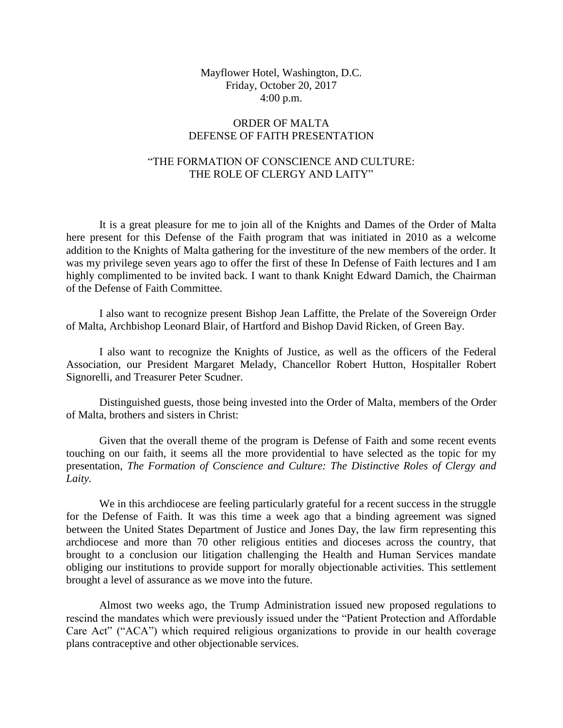Mayflower Hotel, Washington, D.C.
Friday, October 20, 2017
4:00 p.m.

# ORDER OF MALTA
# DEFENSE OF FAITH PRESENTATION

## "THE FORMATION OF CONSCIENCE AND CULTURE: THE ROLE OF CLERGY AND LAITY"

It is a great pleasure for me to join all of the Knights and Dames of the Order of Malta here present for this Defense of the Faith program that was initiated in 2010 as a welcome addition to the Knights of Malta gathering for the investiture of the new members of the order. It was my privilege seven years ago to offer the first of these In Defense of Faith lectures and I am highly complimented to be invited back. I want to thank Knight Edward Damich, the Chairman of the Defense of Faith Committee.

I also want to recognize present Bishop Jean Laffitte, the Prelate of the Sovereign Order of Malta, Archbishop Leonard Blair, of Hartford and Bishop David Ricken, of Green Bay.

I also want to recognize the Knights of Justice, as well as the officers of the Federal Association, our President Margaret Melady, Chancellor Robert Hutton, Hospitaller Robert Signorelli, and Treasurer Peter Scudner.

Distinguished guests, those being invested into the Order of Malta, members of the Order of Malta, brothers and sisters in Christ:

Given that the overall theme of the program is Defense of Faith and some recent events touching on our faith, it seems all the more providential to have selected as the topic for my presentation, *The Formation of Conscience and Culture: The Distinctive Roles of Clergy and Laity.*

We in this archdiocese are feeling particularly grateful for a recent success in the struggle for the Defense of Faith. It was this time a week ago that a binding agreement was signed between the United States Department of Justice and Jones Day, the law firm representing this archdiocese and more than 70 other religious entities and dioceses across the country, that brought to a conclusion our litigation challenging the Health and Human Services mandate obliging our institutions to provide support for morally objectionable activities. This settlement brought a level of assurance as we move into the future.

Almost two weeks ago, the Trump Administration issued new proposed regulations to rescind the mandates which were previously issued under the "Patient Protection and Affordable Care Act" ("ACA") which required religious organizations to provide in our health coverage plans contraceptive and other objectionable services.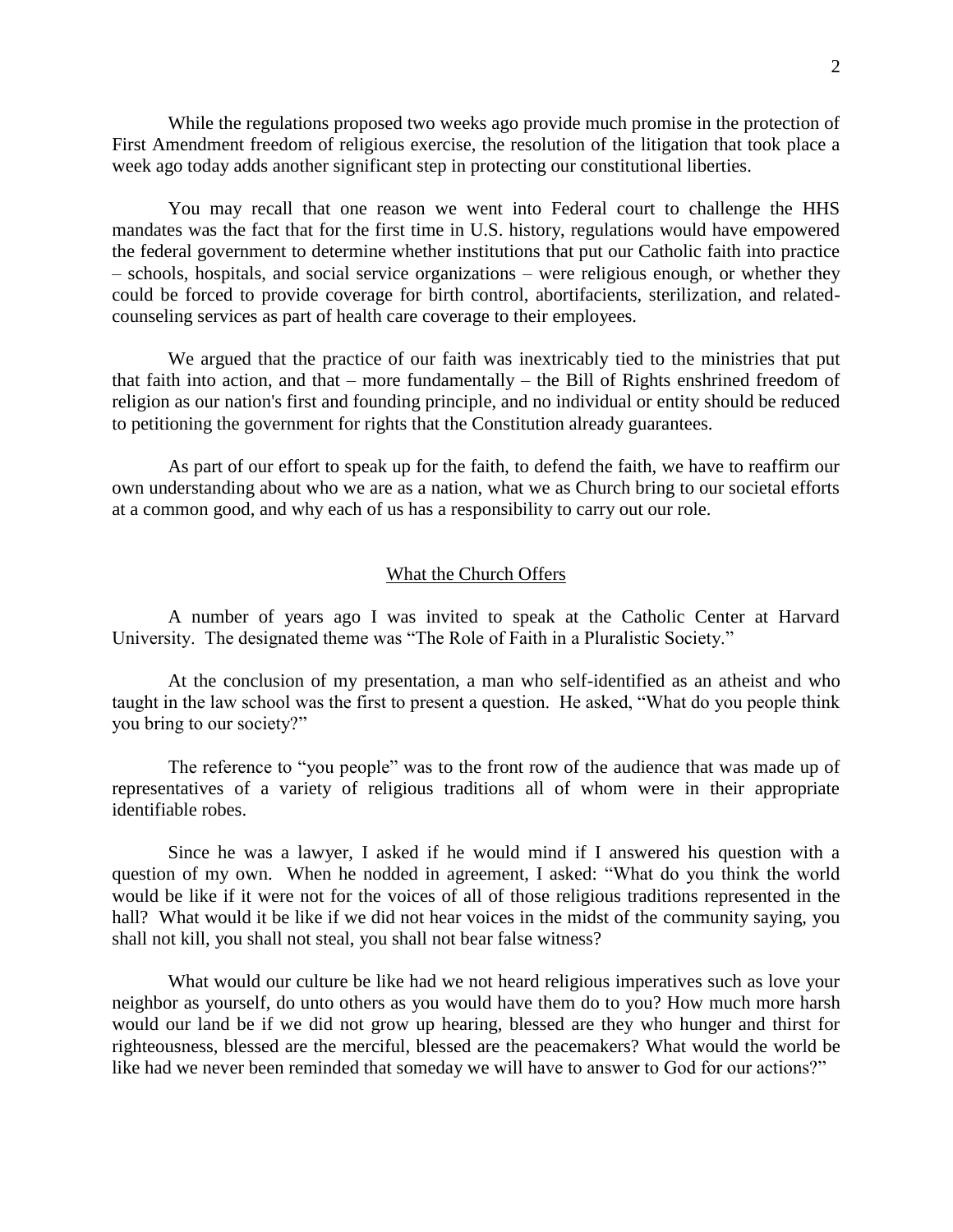While the regulations proposed two weeks ago provide much promise in the protection of First Amendment freedom of religious exercise, the resolution of the litigation that took place a week ago today adds another significant step in protecting our constitutional liberties.

You may recall that one reason we went into Federal court to challenge the HHS mandates was the fact that for the first time in U.S. history, regulations would have empowered the federal government to determine whether institutions that put our Catholic faith into practice – schools, hospitals, and social service organizations – were religious enough, or whether they could be forced to provide coverage for birth control, abortifacients, sterilization, and related-counseling services as part of health care coverage to their employees.

We argued that the practice of our faith was inextricably tied to the ministries that put that faith into action, and that – more fundamentally – the Bill of Rights enshrined freedom of religion as our nation's first and founding principle, and no individual or entity should be reduced to petitioning the government for rights that the Constitution already guarantees.

As part of our effort to speak up for the faith, to defend the faith, we have to reaffirm our own understanding about who we are as a nation, what we as Church bring to our societal efforts at a common good, and why each of us has a responsibility to carry out our role.

## What the Church Offers

A number of years ago I was invited to speak at the Catholic Center at Harvard University. The designated theme was "The Role of Faith in a Pluralistic Society."

At the conclusion of my presentation, a man who self-identified as an atheist and who taught in the law school was the first to present a question. He asked, "What do you people think you bring to our society?"

The reference to "you people" was to the front row of the audience that was made up of representatives of a variety of religious traditions all of whom were in their appropriate identifiable robes.

Since he was a lawyer, I asked if he would mind if I answered his question with a question of my own. When he nodded in agreement, I asked: "What do you think the world would be like if it were not for the voices of all of those religious traditions represented in the hall? What would it be like if we did not hear voices in the midst of the community saying, you shall not kill, you shall not steal, you shall not bear false witness?

What would our culture be like had we not heard religious imperatives such as love your neighbor as yourself, do unto others as you would have them do to you? How much more harsh would our land be if we did not grow up hearing, blessed are they who hunger and thirst for righteousness, blessed are the merciful, blessed are the peacemakers? What would the world be like had we never been reminded that someday we will have to answer to God for our actions?"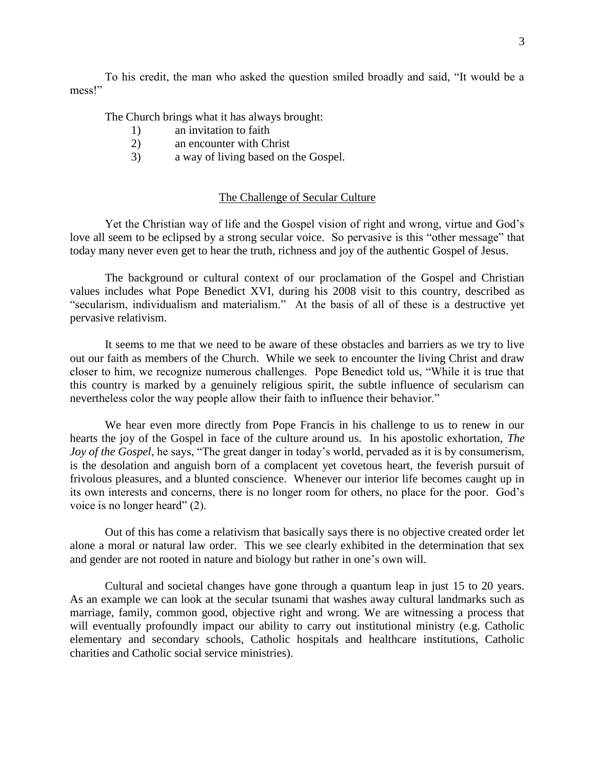To his credit, the man who asked the question smiled broadly and said, "It would be a mess!"

The Church brings what it has always brought:

1) an invitation to faith
2) an encounter with Christ
3) a way of living based on the Gospel.

## The Challenge of Secular Culture

Yet the Christian way of life and the Gospel vision of right and wrong, virtue and God's love all seem to be eclipsed by a strong secular voice. So pervasive is this "other message" that today many never even get to hear the truth, richness and joy of the authentic Gospel of Jesus.

The background or cultural context of our proclamation of the Gospel and Christian values includes what Pope Benedict XVI, during his 2008 visit to this country, described as "secularism, individualism and materialism." At the basis of all of these is a destructive yet pervasive relativism.

It seems to me that we need to be aware of these obstacles and barriers as we try to live out our faith as members of the Church. While we seek to encounter the living Christ and draw closer to him, we recognize numerous challenges. Pope Benedict told us, "While it is true that this country is marked by a genuinely religious spirit, the subtle influence of secularism can nevertheless color the way people allow their faith to influence their behavior."

We hear even more directly from Pope Francis in his challenge to us to renew in our hearts the joy of the Gospel in face of the culture around us. In his apostolic exhortation, *The Joy of the Gospel*, he says, "The great danger in today's world, pervaded as it is by consumerism, is the desolation and anguish born of a complacent yet covetous heart, the feverish pursuit of frivolous pleasures, and a blunted conscience. Whenever our interior life becomes caught up in its own interests and concerns, there is no longer room for others, no place for the poor. God's voice is no longer heard" (2).

Out of this has come a relativism that basically says there is no objective created order let alone a moral or natural law order. This we see clearly exhibited in the determination that sex and gender are not rooted in nature and biology but rather in one's own will.

Cultural and societal changes have gone through a quantum leap in just 15 to 20 years. As an example we can look at the secular tsunami that washes away cultural landmarks such as marriage, family, common good, objective right and wrong. We are witnessing a process that will eventually profoundly impact our ability to carry out institutional ministry (e.g. Catholic elementary and secondary schools, Catholic hospitals and healthcare institutions, Catholic charities and Catholic social service ministries).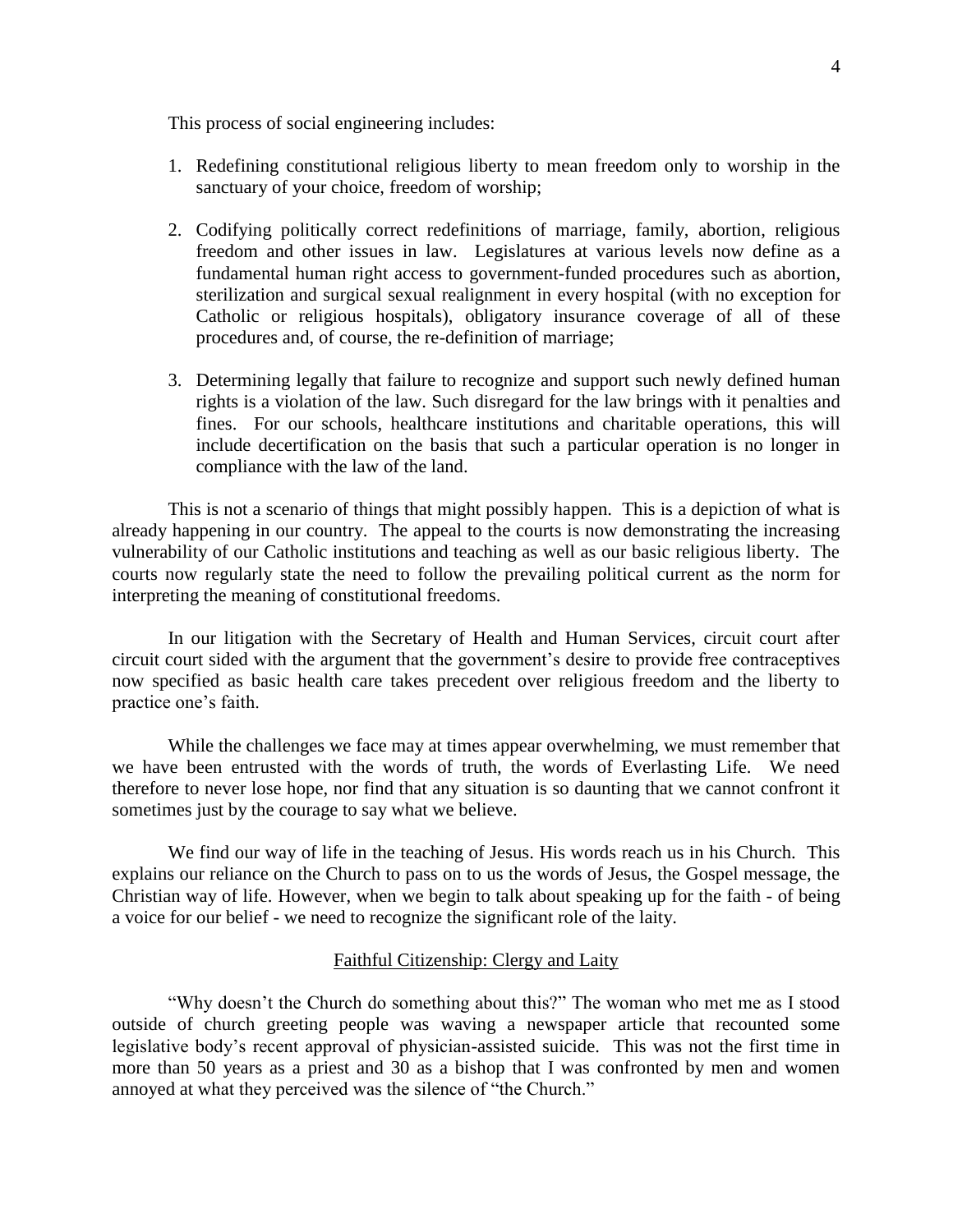This process of social engineering includes:

1. Redefining constitutional religious liberty to mean freedom only to worship in the sanctuary of your choice, freedom of worship;

2. Codifying politically correct redefinitions of marriage, family, abortion, religious freedom and other issues in law. Legislatures at various levels now define as a fundamental human right access to government-funded procedures such as abortion, sterilization and surgical sexual realignment in every hospital (with no exception for Catholic or religious hospitals), obligatory insurance coverage of all of these procedures and, of course, the re-definition of marriage;

3. Determining legally that failure to recognize and support such newly defined human rights is a violation of the law. Such disregard for the law brings with it penalties and fines. For our schools, healthcare institutions and charitable operations, this will include decertification on the basis that such a particular operation is no longer in compliance with the law of the land.

This is not a scenario of things that might possibly happen. This is a depiction of what is already happening in our country. The appeal to the courts is now demonstrating the increasing vulnerability of our Catholic institutions and teaching as well as our basic religious liberty. The courts now regularly state the need to follow the prevailing political current as the norm for interpreting the meaning of constitutional freedoms.

In our litigation with the Secretary of Health and Human Services, circuit court after circuit court sided with the argument that the government's desire to provide free contraceptives now specified as basic health care takes precedent over religious freedom and the liberty to practice one's faith.

While the challenges we face may at times appear overwhelming, we must remember that we have been entrusted with the words of truth, the words of Everlasting Life. We need therefore to never lose hope, nor find that any situation is so daunting that we cannot confront it sometimes just by the courage to say what we believe.

We find our way of life in the teaching of Jesus. His words reach us in his Church. This explains our reliance on the Church to pass on to us the words of Jesus, the Gospel message, the Christian way of life. However, when we begin to talk about speaking up for the faith - of being a voice for our belief - we need to recognize the significant role of the laity.

## Faithful Citizenship: Clergy and Laity

"Why doesn't the Church do something about this?" The woman who met me as I stood outside of church greeting people was waving a newspaper article that recounted some legislative body's recent approval of physician-assisted suicide. This was not the first time in more than 50 years as a priest and 30 as a bishop that I was confronted by men and women annoyed at what they perceived was the silence of "the Church."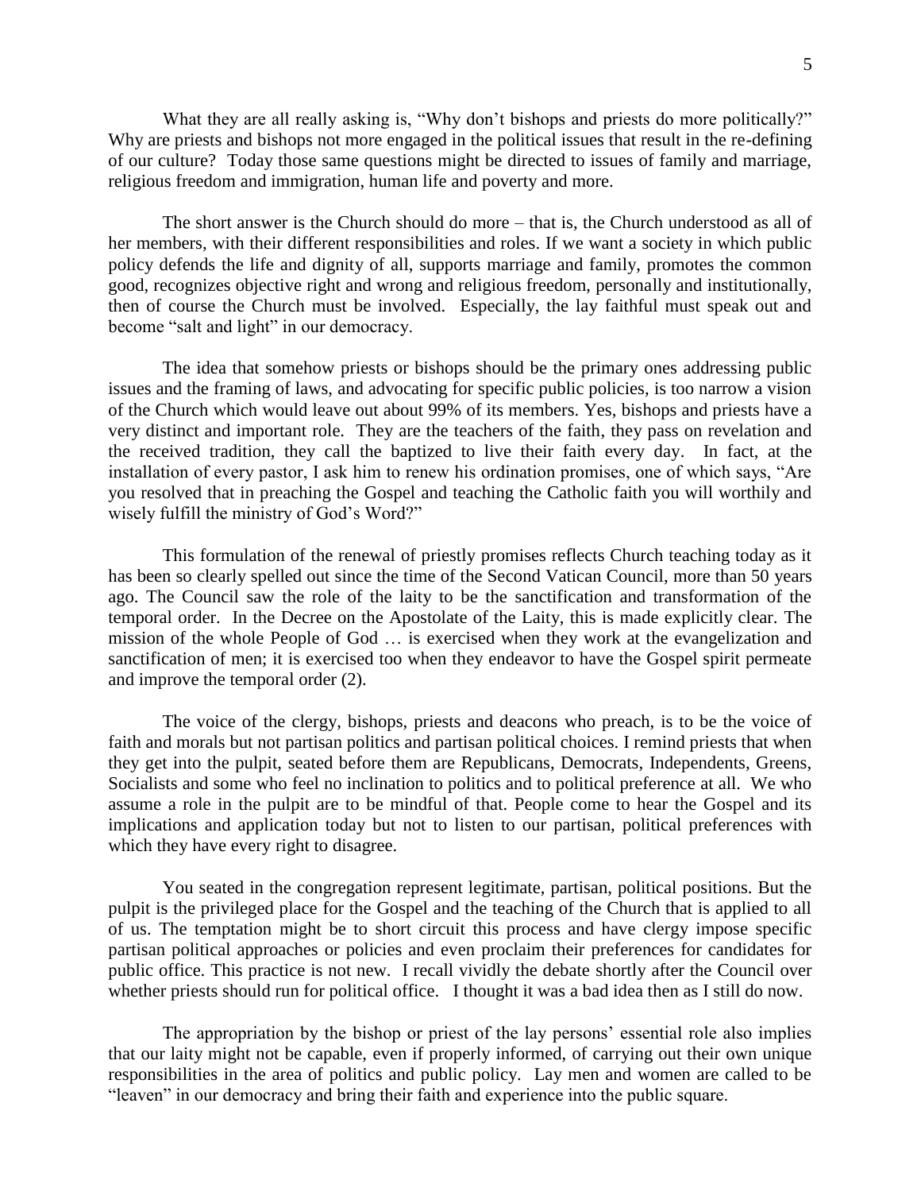What they are all really asking is, "Why don't bishops and priests do more politically?" Why are priests and bishops not more engaged in the political issues that result in the re-defining of our culture? Today those same questions might be directed to issues of family and marriage, religious freedom and immigration, human life and poverty and more.

The short answer is the Church should do more – that is, the Church understood as all of her members, with their different responsibilities and roles. If we want a society in which public policy defends the life and dignity of all, supports marriage and family, promotes the common good, recognizes objective right and wrong and religious freedom, personally and institutionally, then of course the Church must be involved. Especially, the lay faithful must speak out and become "salt and light" in our democracy.

The idea that somehow priests or bishops should be the primary ones addressing public issues and the framing of laws, and advocating for specific public policies, is too narrow a vision of the Church which would leave out about 99% of its members. Yes, bishops and priests have a very distinct and important role. They are the teachers of the faith, they pass on revelation and the received tradition, they call the baptized to live their faith every day. In fact, at the installation of every pastor, I ask him to renew his ordination promises, one of which says, "Are you resolved that in preaching the Gospel and teaching the Catholic faith you will worthily and wisely fulfill the ministry of God's Word?"

This formulation of the renewal of priestly promises reflects Church teaching today as it has been so clearly spelled out since the time of the Second Vatican Council, more than 50 years ago. The Council saw the role of the laity to be the sanctification and transformation of the temporal order. In the Decree on the Apostolate of the Laity, this is made explicitly clear. The mission of the whole People of God … is exercised when they work at the evangelization and sanctification of men; it is exercised too when they endeavor to have the Gospel spirit permeate and improve the temporal order (2).

The voice of the clergy, bishops, priests and deacons who preach, is to be the voice of faith and morals but not partisan politics and partisan political choices. I remind priests that when they get into the pulpit, seated before them are Republicans, Democrats, Independents, Greens, Socialists and some who feel no inclination to politics and to political preference at all. We who assume a role in the pulpit are to be mindful of that. People come to hear the Gospel and its implications and application today but not to listen to our partisan, political preferences with which they have every right to disagree.

You seated in the congregation represent legitimate, partisan, political positions. But the pulpit is the privileged place for the Gospel and the teaching of the Church that is applied to all of us. The temptation might be to short circuit this process and have clergy impose specific partisan political approaches or policies and even proclaim their preferences for candidates for public office. This practice is not new. I recall vividly the debate shortly after the Council over whether priests should run for political office. I thought it was a bad idea then as I still do now.

The appropriation by the bishop or priest of the lay persons' essential role also implies that our laity might not be capable, even if properly informed, of carrying out their own unique responsibilities in the area of politics and public policy. Lay men and women are called to be "leaven" in our democracy and bring their faith and experience into the public square.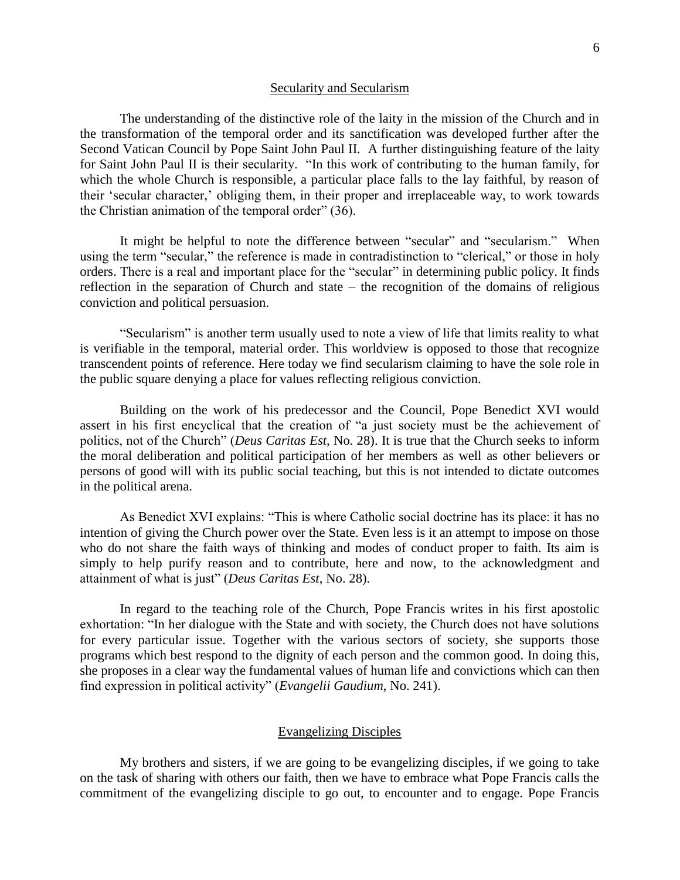## Secularity and Secularism

The understanding of the distinctive role of the laity in the mission of the Church and in the transformation of the temporal order and its sanctification was developed further after the Second Vatican Council by Pope Saint John Paul II. A further distinguishing feature of the laity for Saint John Paul II is their secularity. "In this work of contributing to the human family, for which the whole Church is responsible, a particular place falls to the lay faithful, by reason of their 'secular character,' obliging them, in their proper and irreplaceable way, to work towards the Christian animation of the temporal order" (36).

It might be helpful to note the difference between "secular" and "secularism." When using the term "secular," the reference is made in contradistinction to "clerical," or those in holy orders. There is a real and important place for the "secular" in determining public policy. It finds reflection in the separation of Church and state – the recognition of the domains of religious conviction and political persuasion.

"Secularism" is another term usually used to note a view of life that limits reality to what is verifiable in the temporal, material order. This worldview is opposed to those that recognize transcendent points of reference. Here today we find secularism claiming to have the sole role in the public square denying a place for values reflecting religious conviction.

Building on the work of his predecessor and the Council, Pope Benedict XVI would assert in his first encyclical that the creation of "a just society must be the achievement of politics, not of the Church" (*Deus Caritas Est*, No. 28). It is true that the Church seeks to inform the moral deliberation and political participation of her members as well as other believers or persons of good will with its public social teaching, but this is not intended to dictate outcomes in the political arena.

As Benedict XVI explains: "This is where Catholic social doctrine has its place: it has no intention of giving the Church power over the State. Even less is it an attempt to impose on those who do not share the faith ways of thinking and modes of conduct proper to faith. Its aim is simply to help purify reason and to contribute, here and now, to the acknowledgment and attainment of what is just" (*Deus Caritas Est*, No. 28).

In regard to the teaching role of the Church, Pope Francis writes in his first apostolic exhortation: "In her dialogue with the State and with society, the Church does not have solutions for every particular issue. Together with the various sectors of society, she supports those programs which best respond to the dignity of each person and the common good. In doing this, she proposes in a clear way the fundamental values of human life and convictions which can then find expression in political activity" (*Evangelii Gaudium*, No. 241).

## Evangelizing Disciples

My brothers and sisters, if we are going to be evangelizing disciples, if we going to take on the task of sharing with others our faith, then we have to embrace what Pope Francis calls the commitment of the evangelizing disciple to go out, to encounter and to engage. Pope Francis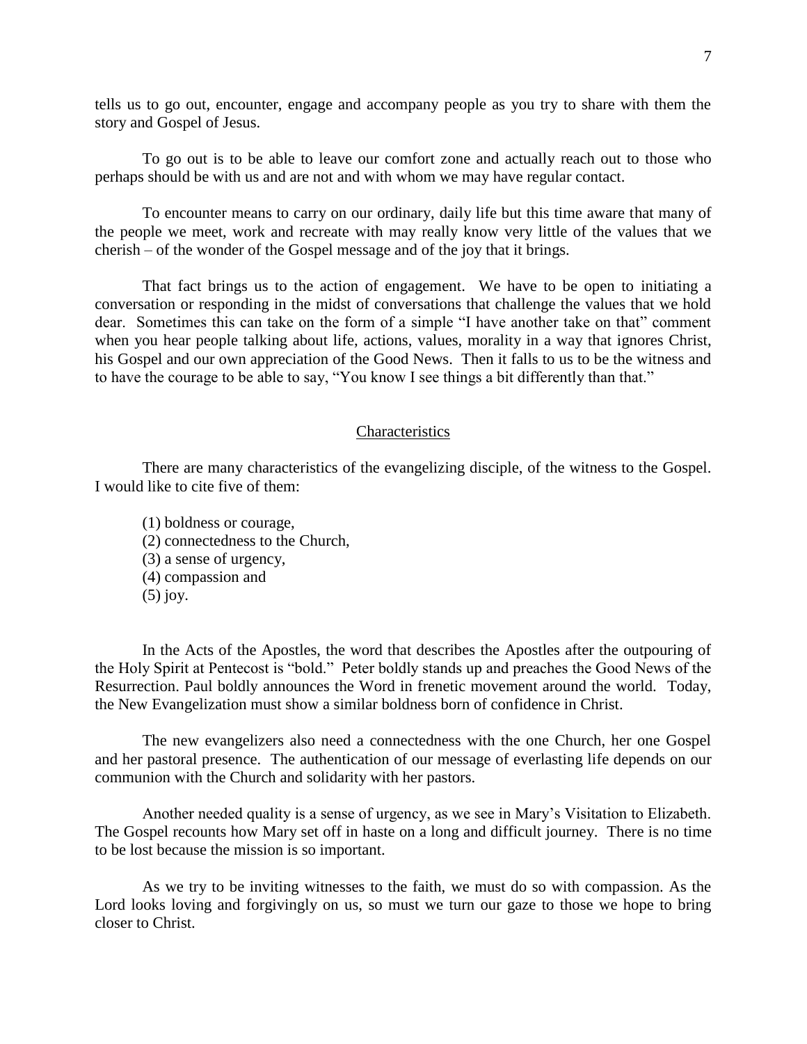tells us to go out, encounter, engage and accompany people as you try to share with them the story and Gospel of Jesus.

To go out is to be able to leave our comfort zone and actually reach out to those who perhaps should be with us and are not and with whom we may have regular contact.

To encounter means to carry on our ordinary, daily life but this time aware that many of the people we meet, work and recreate with may really know very little of the values that we cherish – of the wonder of the Gospel message and of the joy that it brings.

That fact brings us to the action of engagement. We have to be open to initiating a conversation or responding in the midst of conversations that challenge the values that we hold dear. Sometimes this can take on the form of a simple "I have another take on that" comment when you hear people talking about life, actions, values, morality in a way that ignores Christ, his Gospel and our own appreciation of the Good News. Then it falls to us to be the witness and to have the courage to be able to say, "You know I see things a bit differently than that."

## Characteristics

There are many characteristics of the evangelizing disciple, of the witness to the Gospel. I would like to cite five of them:

(1) boldness or courage,
(2) connectedness to the Church,
(3) a sense of urgency,
(4) compassion and
(5) joy.

In the Acts of the Apostles, the word that describes the Apostles after the outpouring of the Holy Spirit at Pentecost is "bold." Peter boldly stands up and preaches the Good News of the Resurrection. Paul boldly announces the Word in frenetic movement around the world. Today, the New Evangelization must show a similar boldness born of confidence in Christ.

The new evangelizers also need a connectedness with the one Church, her one Gospel and her pastoral presence. The authentication of our message of everlasting life depends on our communion with the Church and solidarity with her pastors.

Another needed quality is a sense of urgency, as we see in Mary's Visitation to Elizabeth. The Gospel recounts how Mary set off in haste on a long and difficult journey. There is no time to be lost because the mission is so important.

As we try to be inviting witnesses to the faith, we must do so with compassion. As the Lord looks loving and forgivingly on us, so must we turn our gaze to those we hope to bring closer to Christ.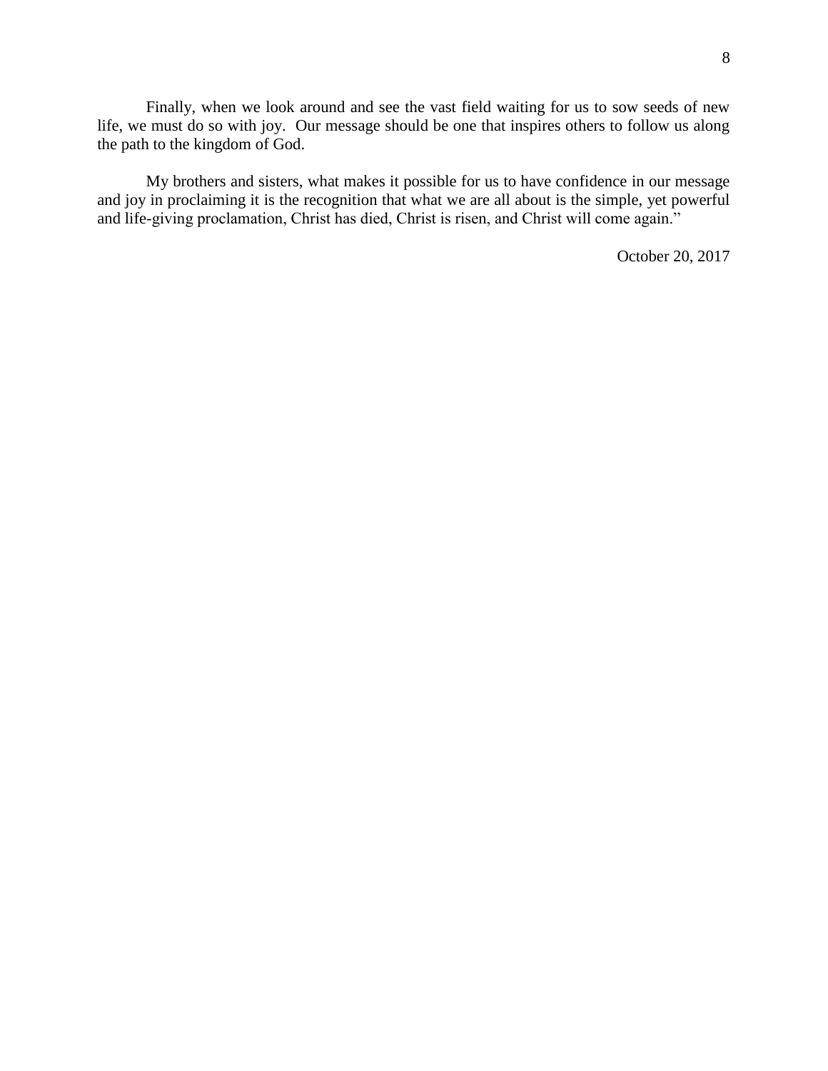Finally, when we look around and see the vast field waiting for us to sow seeds of new life, we must do so with joy. Our message should be one that inspires others to follow us along the path to the kingdom of God.

My brothers and sisters, what makes it possible for us to have confidence in our message and joy in proclaiming it is the recognition that what we are all about is the simple, yet powerful and life-giving proclamation, Christ has died, Christ is risen, and Christ will come again."

October 20, 2017